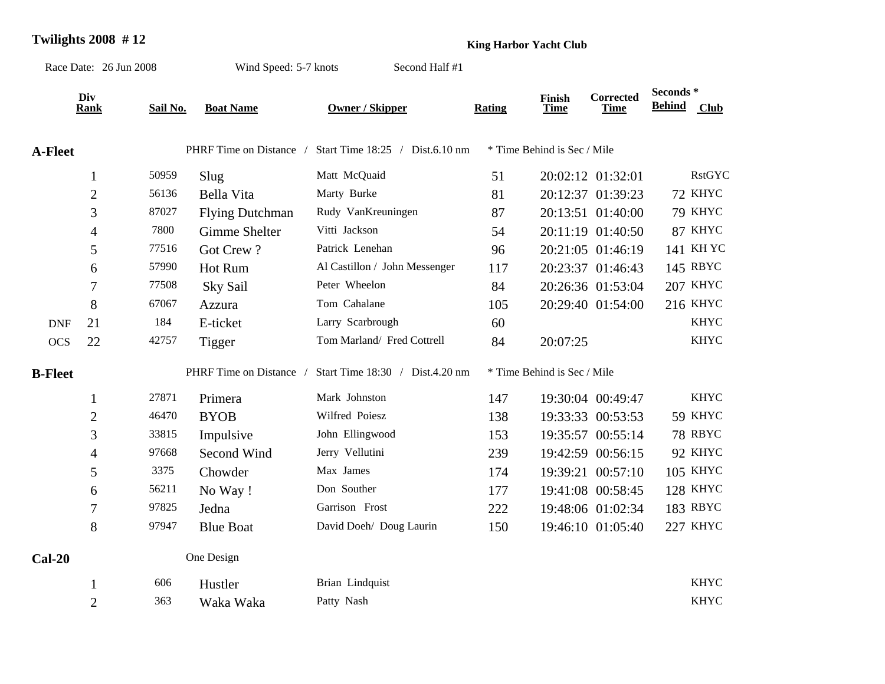# Twilights 2008 # 12

**King Harbor Yacht Club**

Race Date: 26 Jun 2008 | Wind Speed: 5-7 knots | Second Half #1

| | Div Rank | Sail No. | Boat Name | Owner / Skipper | Rating | Finish Time | Corrected Time | Seconds * Behind | Club |
|---|---|---|---|---|---|---|---|---|---|
| **A-Fleet** | | PHRF Time on Distance / | Start Time 18:25 / Dist.6.10 nm | | * Time Behind is Sec / Mile | | | | |
| | 1 | 50959 | Slug | Matt McQuaid | 51 | 20:02:12 | 01:32:01 | | RstGYC |
| | 2 | 56136 | Bella Vita | Marty Burke | 81 | 20:12:37 | 01:39:23 | 72 | KHYC |
| | 3 | 87027 | Flying Dutchman | Rudy VanKreuningen | 87 | 20:13:51 | 01:40:00 | 79 | KHYC |
| | 4 | 7800 | Gimme Shelter | Vitti Jackson | 54 | 20:11:19 | 01:40:50 | 87 | KHYC |
| | 5 | 77516 | Got Crew ? | Patrick Lenehan | 96 | 20:21:05 | 01:46:19 | 141 | KH YC |
| | 6 | 57990 | Hot Rum | Al Castillon / John Messenger | 117 | 20:23:37 | 01:46:43 | 145 | RBYC |
| | 7 | 77508 | Sky Sail | Peter Wheelon | 84 | 20:26:36 | 01:53:04 | 207 | KHYC |
| | 8 | 67067 | Azzura | Tom Cahalane | 105 | 20:29:40 | 01:54:00 | 216 | KHYC |
| DNF | 21 | 184 | E-ticket | Larry Scarbrough | 60 | | | | KHYC |
| OCS | 22 | 42757 | Tigger | Tom Marland/ Fred Cottrell | 84 | 20:07:25 | | | KHYC |
| **B-Fleet** | | PHRF Time on Distance / | Start Time 18:30 / Dist.4.20 nm | | * Time Behind is Sec / Mile | | | | |
| | 1 | 27871 | Primera | Mark Johnston | 147 | 19:30:04 | 00:49:47 | | KHYC |
| | 2 | 46470 | BYOB | Wilfred Poiesz | 138 | 19:33:33 | 00:53:53 | 59 | KHYC |
| | 3 | 33815 | Impulsive | John Ellingwood | 153 | 19:35:57 | 00:55:14 | 78 | RBYC |
| | 4 | 97668 | Second Wind | Jerry Vellutini | 239 | 19:42:59 | 00:56:15 | 92 | KHYC |
| | 5 | 3375 | Chowder | Max James | 174 | 19:39:21 | 00:57:10 | 105 | KHYC |
| | 6 | 56211 | No Way ! | Don Souther | 177 | 19:41:08 | 00:58:45 | 128 | KHYC |
| | 7 | 97825 | Jedna | Garrison Frost | 222 | 19:48:06 | 01:02:34 | 183 | RBYC |
| | 8 | 97947 | Blue Boat | David Doeh/ Doug Laurin | 150 | 19:46:10 | 01:05:40 | 227 | KHYC |
| **Cal-20** | | One Design | | | | | | | |
| | 1 | 606 | Hustler | Brian Lindquist | | | | | KHYC |
| | 2 | 363 | Waka Waka | Patty Nash | | | | | KHYC |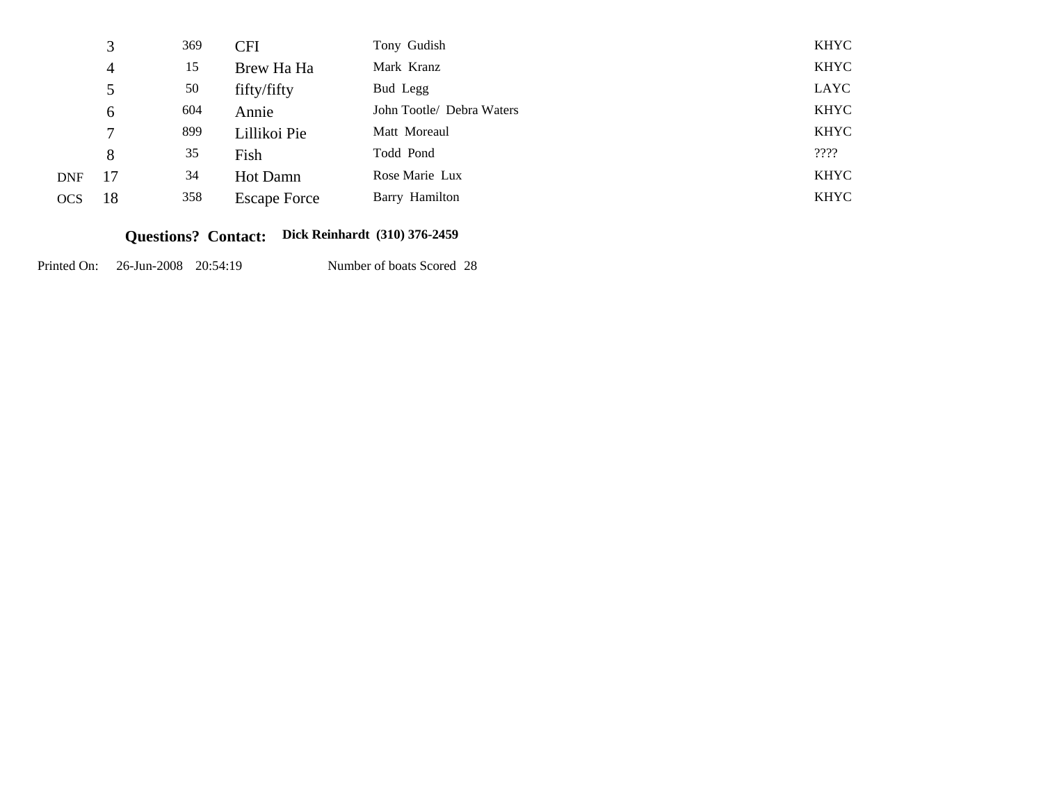| | | | | | |
|---|---|---|---|---|---|
| | 3 | 369 | CFI | Tony Gudish | KHYC |
| | 4 | 15 | Brew Ha Ha | Mark Kranz | KHYC |
| | 5 | 50 | fifty/fifty | Bud Legg | LAYC |
| | 6 | 604 | Annie | John Tootle/ Debra Waters | KHYC |
| | 7 | 899 | Lillikoi Pie | Matt Moreaul | KHYC |
| | 8 | 35 | Fish | Todd Pond | ???? |
| DNF | 17 | 34 | Hot Damn | Rose Marie Lux | KHYC |
| OCS | 18 | 358 | Escape Force | Barry Hamilton | KHYC |

**Questions? Contact: Dick Reinhardt (310) 376-2459**

Printed On: 26-Jun-2008 20:54:19 Number of boats Scored 28